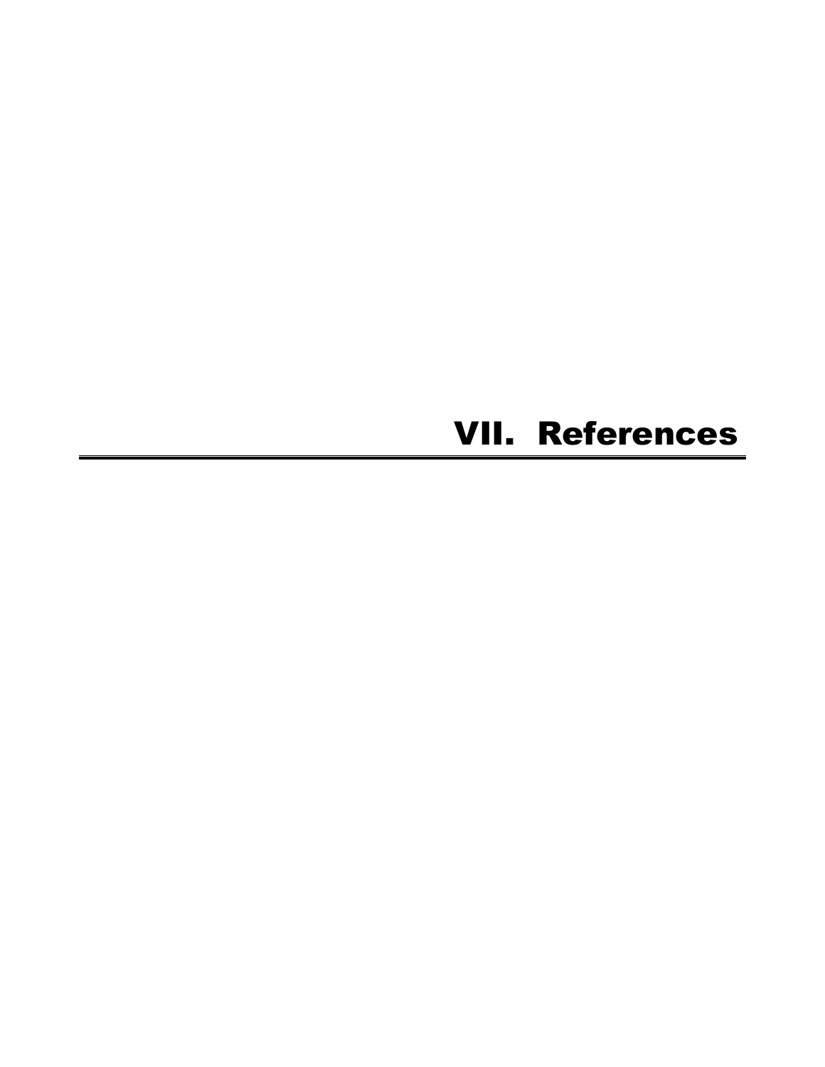# VII. References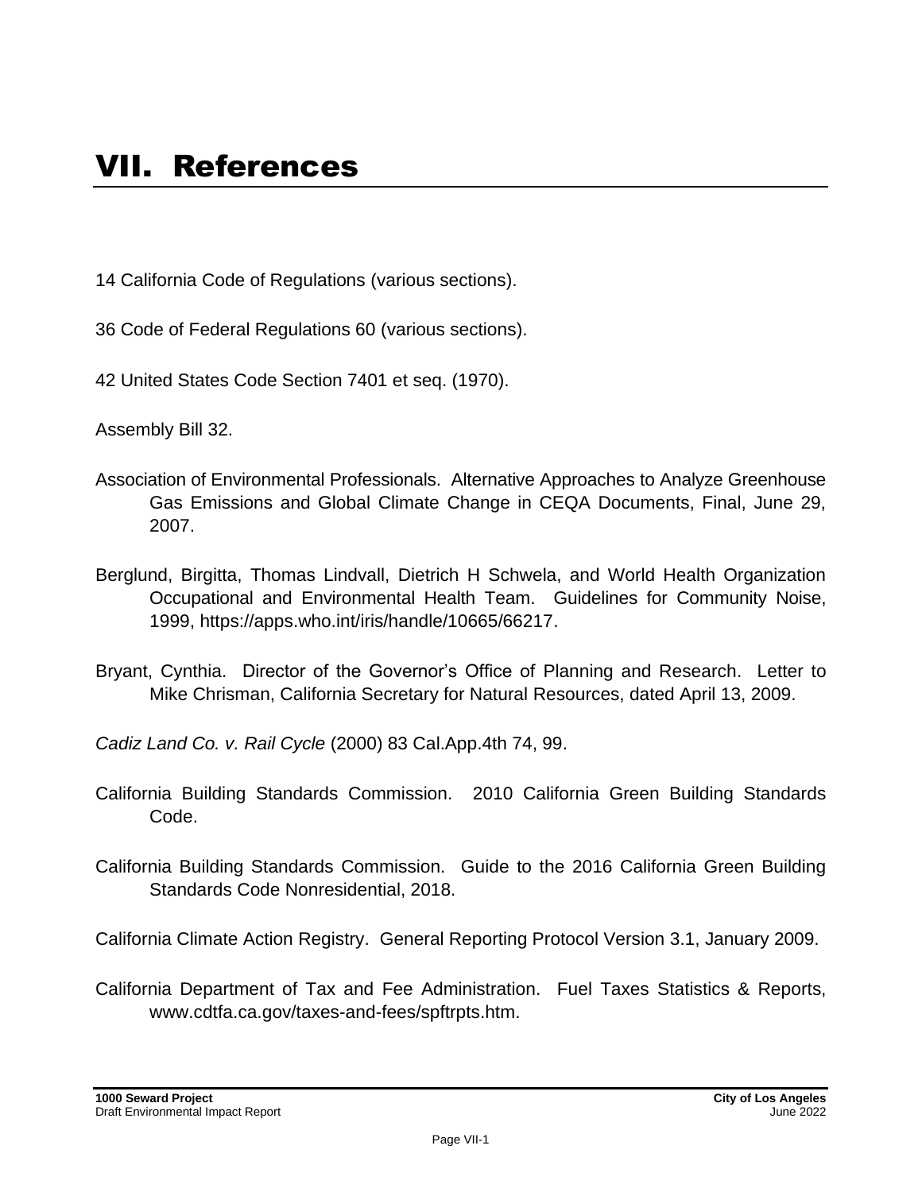# VII. References

14 California Code of Regulations (various sections).

36 Code of Federal Regulations 60 (various sections).

42 United States Code Section 7401 et seq. (1970).

Assembly Bill 32.

Association of Environmental Professionals. Alternative Approaches to Analyze Greenhouse Gas Emissions and Global Climate Change in CEQA Documents, Final, June 29, 2007.

Berglund, Birgitta, Thomas Lindvall, Dietrich H Schwela, and World Health Organization Occupational and Environmental Health Team. Guidelines for Community Noise, 1999, https://apps.who.int/iris/handle/10665/66217.

Bryant, Cynthia. Director of the Governor's Office of Planning and Research. Letter to Mike Chrisman, California Secretary for Natural Resources, dated April 13, 2009.

*Cadiz Land Co. v. Rail Cycle* (2000) 83 Cal.App.4th 74, 99.

California Building Standards Commission. 2010 California Green Building Standards Code.

California Building Standards Commission. Guide to the 2016 California Green Building Standards Code Nonresidential, 2018.

California Climate Action Registry. General Reporting Protocol Version 3.1, January 2009.

California Department of Tax and Fee Administration. Fuel Taxes Statistics & Reports, www.cdtfa.ca.gov/taxes-and-fees/spftrpts.htm.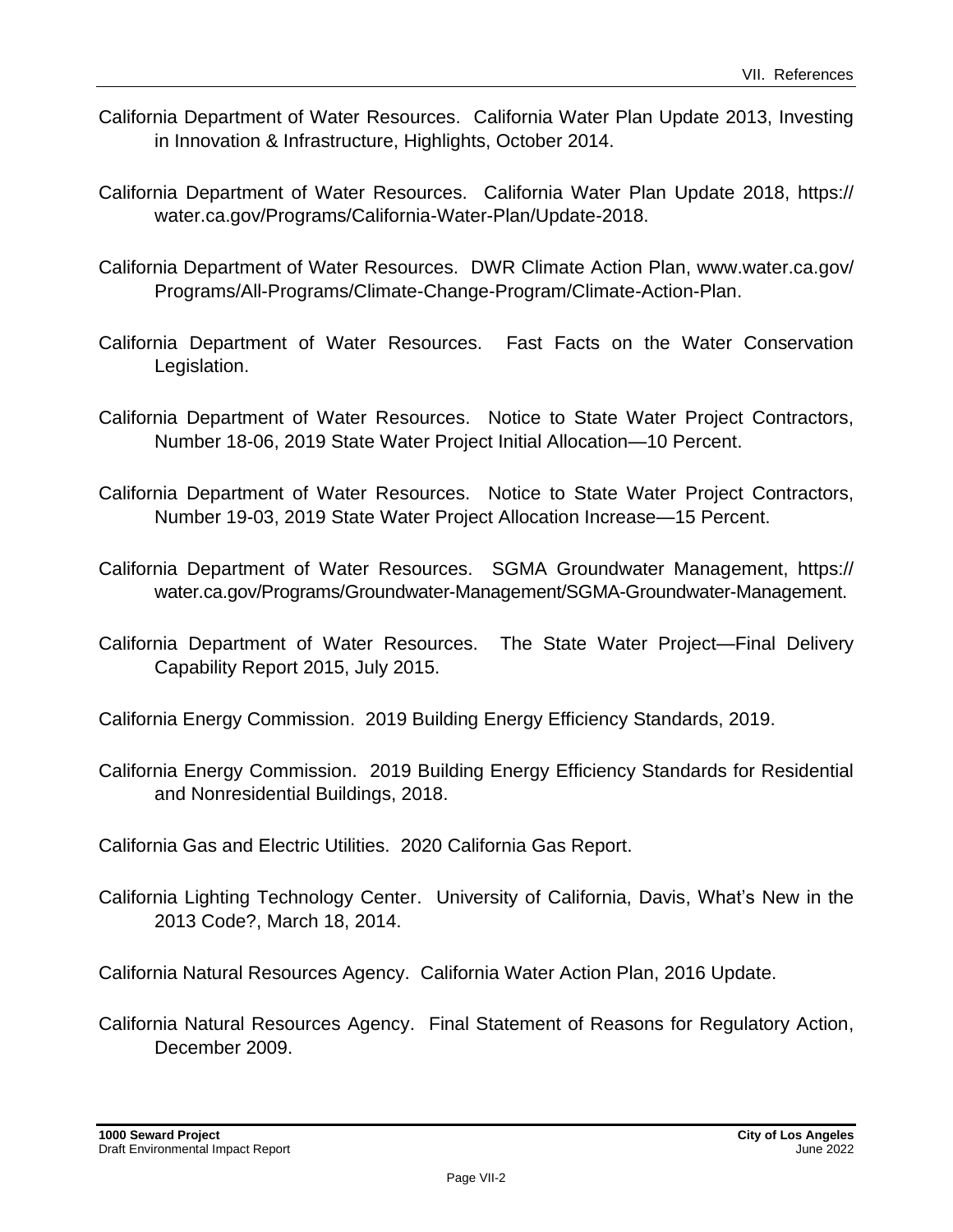California Department of Water Resources. California Water Plan Update 2013, Investing in Innovation & Infrastructure, Highlights, October 2014.

California Department of Water Resources. California Water Plan Update 2018, https://water.ca.gov/Programs/California-Water-Plan/Update-2018.

California Department of Water Resources. DWR Climate Action Plan, www.water.ca.gov/Programs/All-Programs/Climate-Change-Program/Climate-Action-Plan.

California Department of Water Resources. Fast Facts on the Water Conservation Legislation.

California Department of Water Resources. Notice to State Water Project Contractors, Number 18-06, 2019 State Water Project Initial Allocation—10 Percent.

California Department of Water Resources. Notice to State Water Project Contractors, Number 19-03, 2019 State Water Project Allocation Increase—15 Percent.

California Department of Water Resources. SGMA Groundwater Management, https://water.ca.gov/Programs/Groundwater-Management/SGMA-Groundwater-Management.

California Department of Water Resources. The State Water Project—Final Delivery Capability Report 2015, July 2015.

California Energy Commission. 2019 Building Energy Efficiency Standards, 2019.

California Energy Commission. 2019 Building Energy Efficiency Standards for Residential and Nonresidential Buildings, 2018.

California Gas and Electric Utilities. 2020 California Gas Report.

California Lighting Technology Center. University of California, Davis, What's New in the 2013 Code?, March 18, 2014.

California Natural Resources Agency. California Water Action Plan, 2016 Update.

California Natural Resources Agency. Final Statement of Reasons for Regulatory Action, December 2009.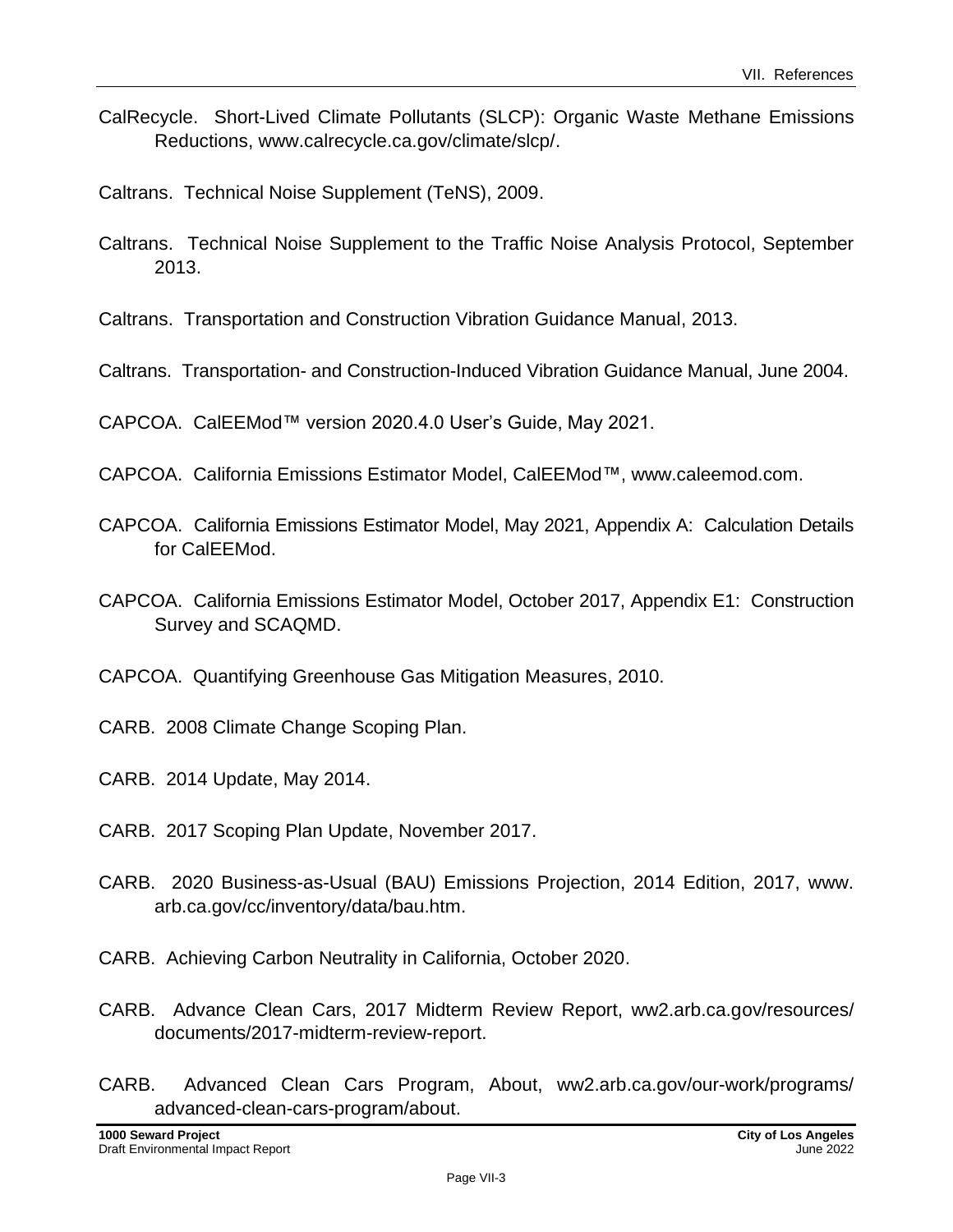CalRecycle. Short-Lived Climate Pollutants (SLCP): Organic Waste Methane Emissions Reductions, www.calrecycle.ca.gov/climate/slcp/.

Caltrans. Technical Noise Supplement (TeNS), 2009.

Caltrans. Technical Noise Supplement to the Traffic Noise Analysis Protocol, September 2013.

Caltrans. Transportation and Construction Vibration Guidance Manual, 2013.

Caltrans. Transportation- and Construction-Induced Vibration Guidance Manual, June 2004.

CAPCOA. CalEEMod™ version 2020.4.0 User's Guide, May 2021.

CAPCOA. California Emissions Estimator Model, CalEEMod™, www.caleemod.com.

CAPCOA. California Emissions Estimator Model, May 2021, Appendix A: Calculation Details for CalEEMod.

CAPCOA. California Emissions Estimator Model, October 2017, Appendix E1: Construction Survey and SCAQMD.

CAPCOA. Quantifying Greenhouse Gas Mitigation Measures, 2010.

CARB. 2008 Climate Change Scoping Plan.

CARB. 2014 Update, May 2014.

CARB. 2017 Scoping Plan Update, November 2017.

CARB. 2020 Business-as-Usual (BAU) Emissions Projection, 2014 Edition, 2017, www.arb.ca.gov/cc/inventory/data/bau.htm.

CARB. Achieving Carbon Neutrality in California, October 2020.

CARB. Advance Clean Cars, 2017 Midterm Review Report, ww2.arb.ca.gov/resources/documents/2017-midterm-review-report.

CARB. Advanced Clean Cars Program, About, ww2.arb.ca.gov/our-work/programs/advanced-clean-cars-program/about.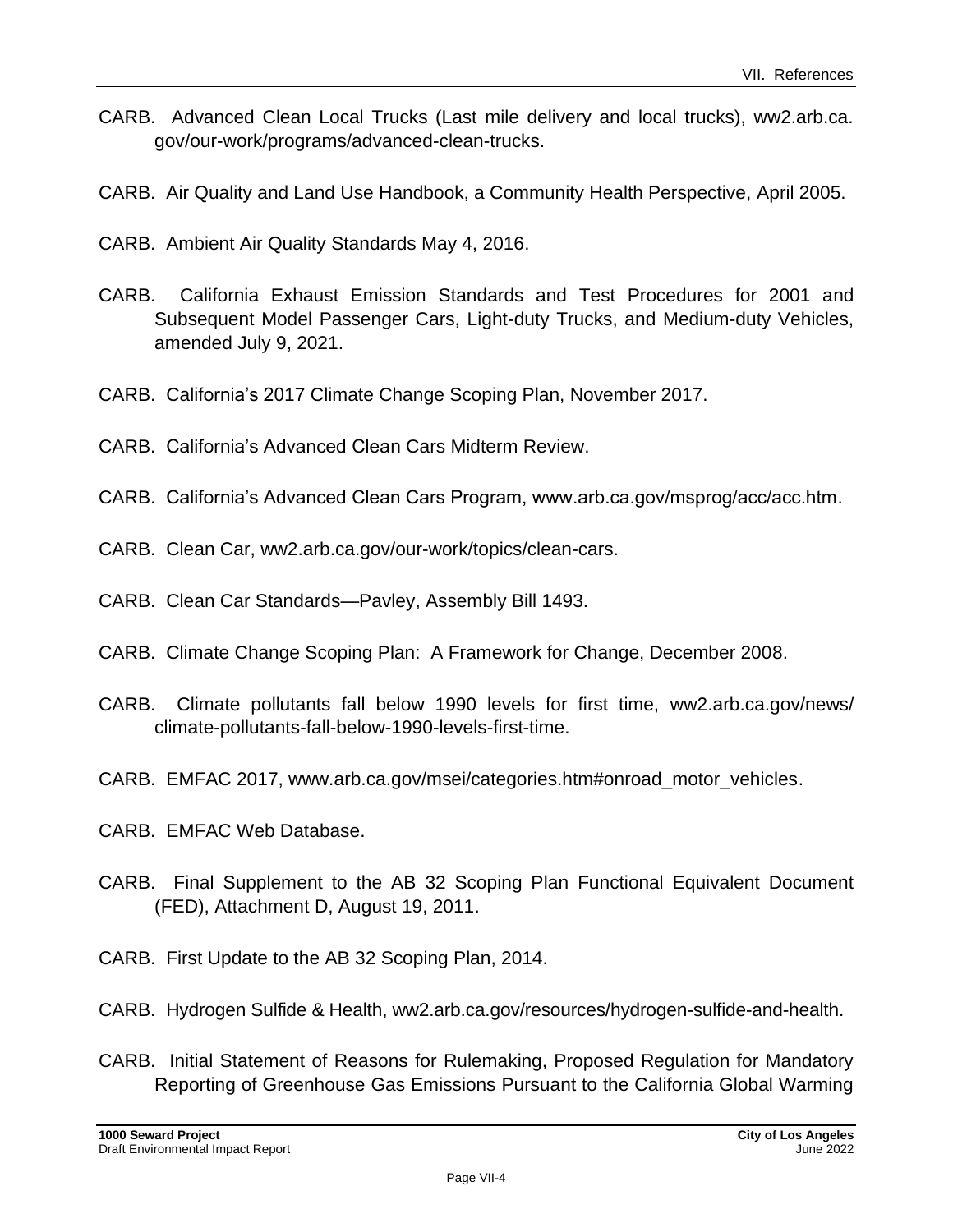CARB. Advanced Clean Local Trucks (Last mile delivery and local trucks), ww2.arb.ca.gov/our-work/programs/advanced-clean-trucks.

CARB. Air Quality and Land Use Handbook, a Community Health Perspective, April 2005.

CARB. Ambient Air Quality Standards May 4, 2016.

CARB. California Exhaust Emission Standards and Test Procedures for 2001 and Subsequent Model Passenger Cars, Light-duty Trucks, and Medium-duty Vehicles, amended July 9, 2021.

CARB. California's 2017 Climate Change Scoping Plan, November 2017.

CARB. California's Advanced Clean Cars Midterm Review.

CARB. California's Advanced Clean Cars Program, www.arb.ca.gov/msprog/acc/acc.htm.

CARB. Clean Car, ww2.arb.ca.gov/our-work/topics/clean-cars.

CARB. Clean Car Standards—Pavley, Assembly Bill 1493.

CARB. Climate Change Scoping Plan: A Framework for Change, December 2008.

CARB. Climate pollutants fall below 1990 levels for first time, ww2.arb.ca.gov/news/climate-pollutants-fall-below-1990-levels-first-time.

CARB. EMFAC 2017, www.arb.ca.gov/msei/categories.htm#onroad_motor_vehicles.

CARB. EMFAC Web Database.

CARB. Final Supplement to the AB 32 Scoping Plan Functional Equivalent Document (FED), Attachment D, August 19, 2011.

CARB. First Update to the AB 32 Scoping Plan, 2014.

CARB. Hydrogen Sulfide & Health, ww2.arb.ca.gov/resources/hydrogen-sulfide-and-health.

CARB. Initial Statement of Reasons for Rulemaking, Proposed Regulation for Mandatory Reporting of Greenhouse Gas Emissions Pursuant to the California Global Warming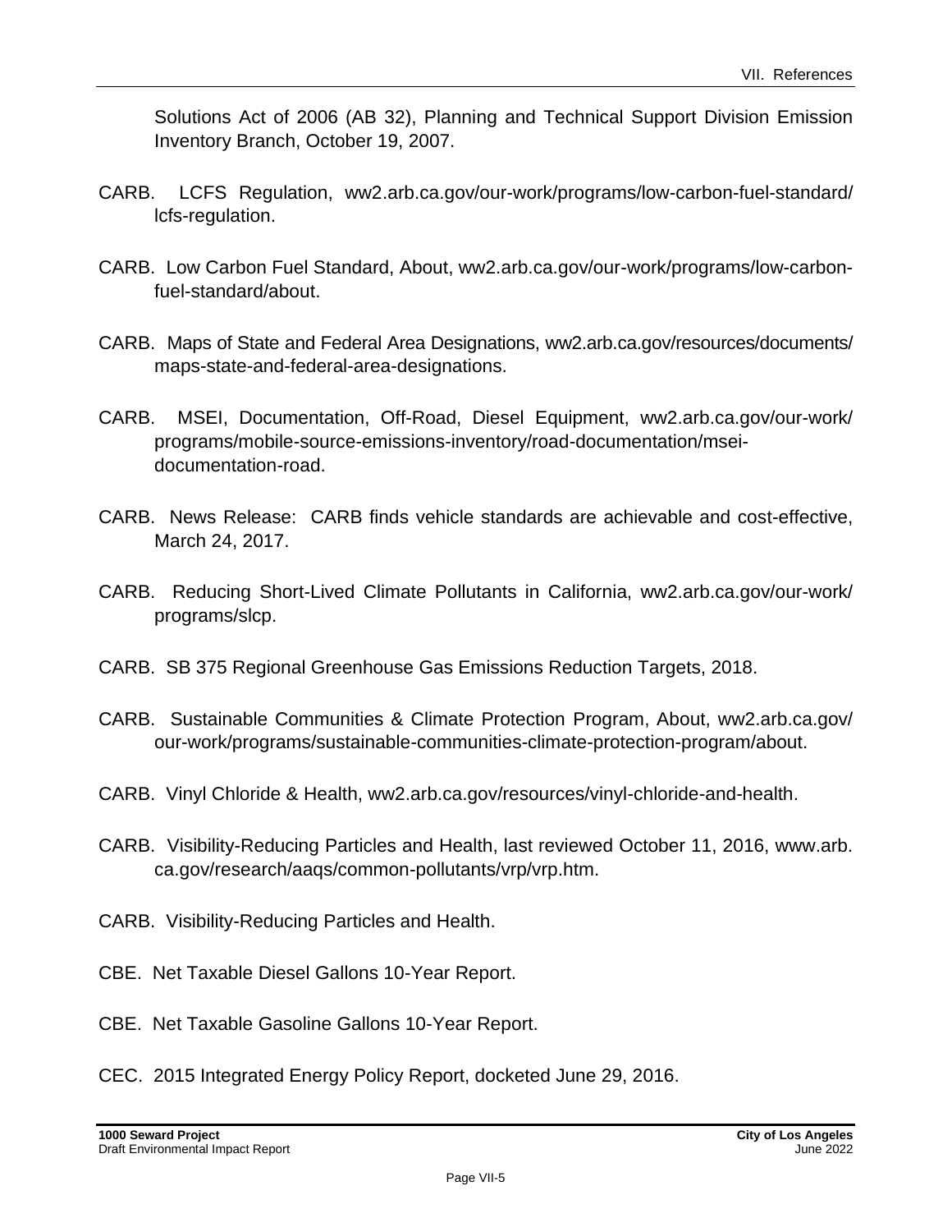Solutions Act of 2006 (AB 32), Planning and Technical Support Division Emission Inventory Branch, October 19, 2007.

CARB. LCFS Regulation, ww2.arb.ca.gov/our-work/programs/low-carbon-fuel-standard/lcfs-regulation.

CARB. Low Carbon Fuel Standard, About, ww2.arb.ca.gov/our-work/programs/low-carbon-fuel-standard/about.

CARB. Maps of State and Federal Area Designations, ww2.arb.ca.gov/resources/documents/maps-state-and-federal-area-designations.

CARB. MSEI, Documentation, Off-Road, Diesel Equipment, ww2.arb.ca.gov/our-work/programs/mobile-source-emissions-inventory/road-documentation/msei-documentation-road.

CARB. News Release: CARB finds vehicle standards are achievable and cost-effective, March 24, 2017.

CARB. Reducing Short-Lived Climate Pollutants in California, ww2.arb.ca.gov/our-work/programs/slcp.

CARB. SB 375 Regional Greenhouse Gas Emissions Reduction Targets, 2018.

CARB. Sustainable Communities & Climate Protection Program, About, ww2.arb.ca.gov/our-work/programs/sustainable-communities-climate-protection-program/about.

CARB. Vinyl Chloride & Health, ww2.arb.ca.gov/resources/vinyl-chloride-and-health.

CARB. Visibility-Reducing Particles and Health, last reviewed October 11, 2016, www.arb.ca.gov/research/aaqs/common-pollutants/vrp/vrp.htm.

CARB. Visibility-Reducing Particles and Health.

CBE. Net Taxable Diesel Gallons 10-Year Report.

CBE. Net Taxable Gasoline Gallons 10-Year Report.

CEC. 2015 Integrated Energy Policy Report, docketed June 29, 2016.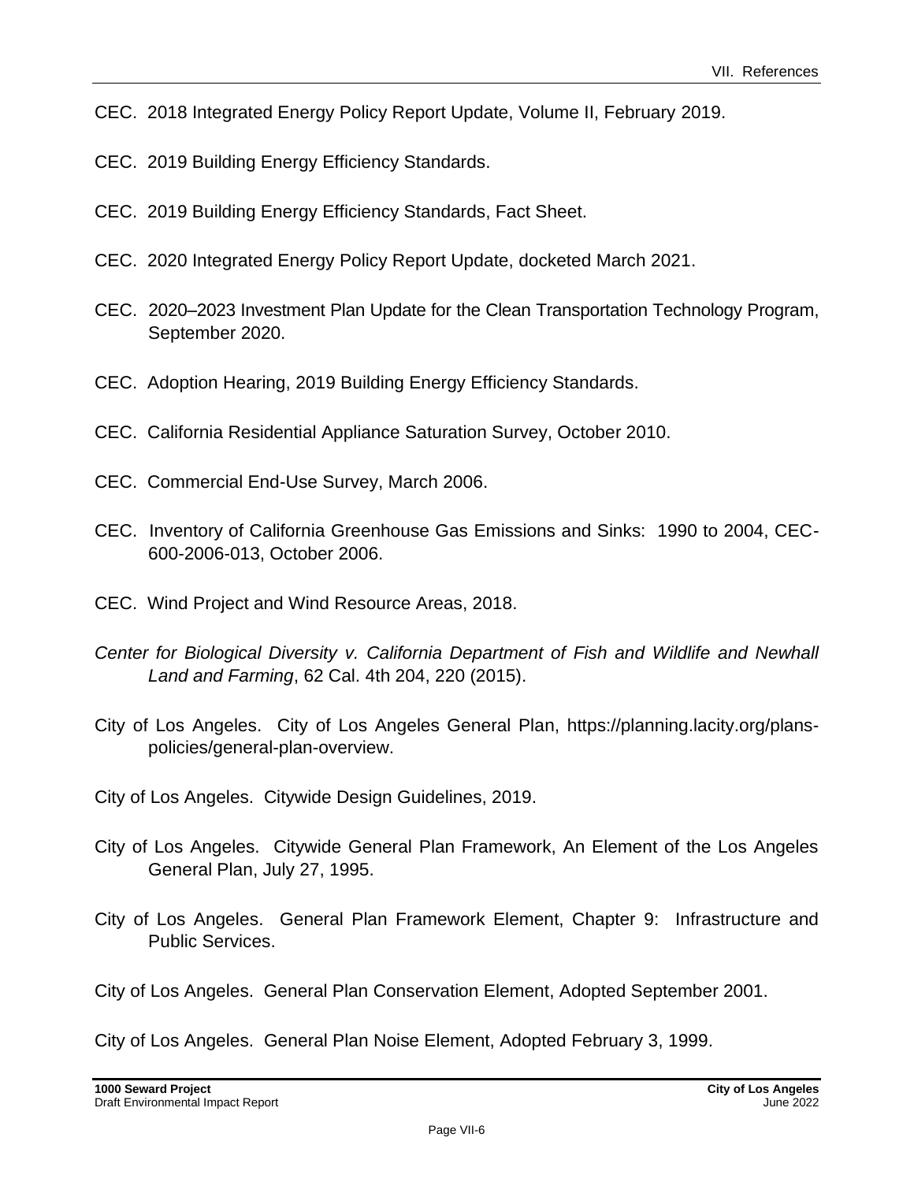CEC. 2018 Integrated Energy Policy Report Update, Volume II, February 2019.

CEC. 2019 Building Energy Efficiency Standards.

CEC. 2019 Building Energy Efficiency Standards, Fact Sheet.

CEC. 2020 Integrated Energy Policy Report Update, docketed March 2021.

CEC. 2020–2023 Investment Plan Update for the Clean Transportation Technology Program, September 2020.

CEC. Adoption Hearing, 2019 Building Energy Efficiency Standards.

CEC. California Residential Appliance Saturation Survey, October 2010.

CEC. Commercial End-Use Survey, March 2006.

CEC. Inventory of California Greenhouse Gas Emissions and Sinks: 1990 to 2004, CEC-600-2006-013, October 2006.

CEC. Wind Project and Wind Resource Areas, 2018.

*Center for Biological Diversity v. California Department of Fish and Wildlife and Newhall Land and Farming*, 62 Cal. 4th 204, 220 (2015).

City of Los Angeles. City of Los Angeles General Plan, https://planning.lacity.org/plans-policies/general-plan-overview.

City of Los Angeles. Citywide Design Guidelines, 2019.

City of Los Angeles. Citywide General Plan Framework, An Element of the Los Angeles General Plan, July 27, 1995.

City of Los Angeles. General Plan Framework Element, Chapter 9: Infrastructure and Public Services.

City of Los Angeles. General Plan Conservation Element, Adopted September 2001.

City of Los Angeles. General Plan Noise Element, Adopted February 3, 1999.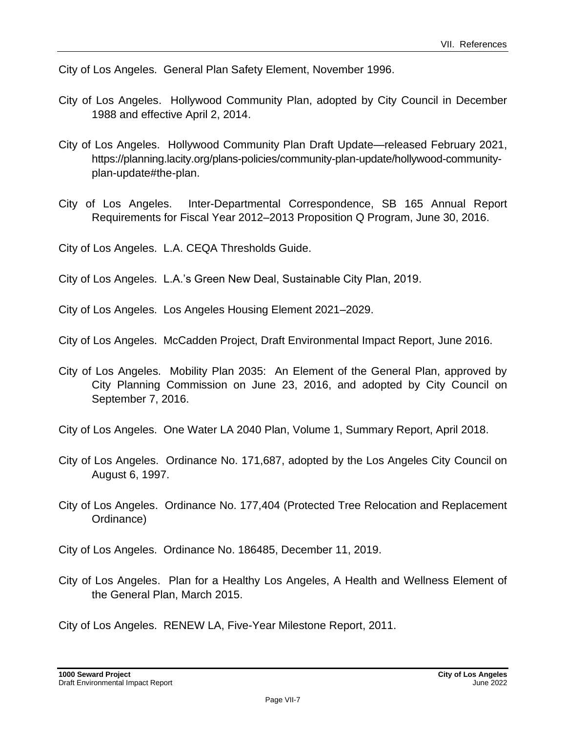City of Los Angeles. General Plan Safety Element, November 1996.

City of Los Angeles. Hollywood Community Plan, adopted by City Council in December 1988 and effective April 2, 2014.

City of Los Angeles. Hollywood Community Plan Draft Update—released February 2021, https://planning.lacity.org/plans-policies/community-plan-update/hollywood-community-plan-update#the-plan.

City of Los Angeles. Inter-Departmental Correspondence, SB 165 Annual Report Requirements for Fiscal Year 2012–2013 Proposition Q Program, June 30, 2016.

City of Los Angeles. L.A. CEQA Thresholds Guide.

City of Los Angeles. L.A.'s Green New Deal, Sustainable City Plan, 2019.

City of Los Angeles. Los Angeles Housing Element 2021–2029.

City of Los Angeles. McCadden Project, Draft Environmental Impact Report, June 2016.

City of Los Angeles. Mobility Plan 2035: An Element of the General Plan, approved by City Planning Commission on June 23, 2016, and adopted by City Council on September 7, 2016.

City of Los Angeles. One Water LA 2040 Plan, Volume 1, Summary Report, April 2018.

City of Los Angeles. Ordinance No. 171,687, adopted by the Los Angeles City Council on August 6, 1997.

City of Los Angeles. Ordinance No. 177,404 (Protected Tree Relocation and Replacement Ordinance)

City of Los Angeles. Ordinance No. 186485, December 11, 2019.

City of Los Angeles. Plan for a Healthy Los Angeles, A Health and Wellness Element of the General Plan, March 2015.

City of Los Angeles. RENEW LA, Five-Year Milestone Report, 2011.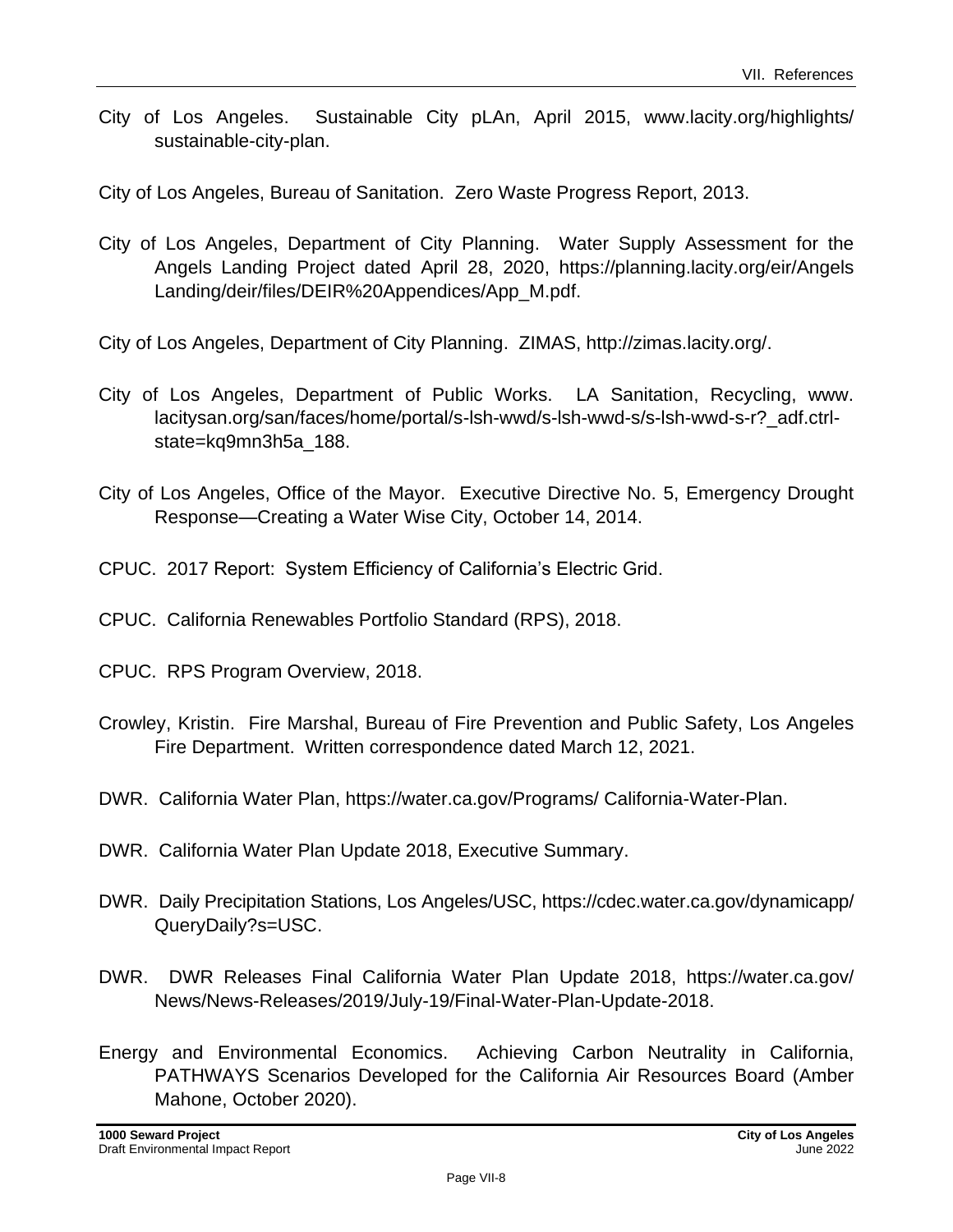City of Los Angeles. Sustainable City pLAn, April 2015, www.lacity.org/highlights/sustainable-city-plan.

City of Los Angeles, Bureau of Sanitation. Zero Waste Progress Report, 2013.

City of Los Angeles, Department of City Planning. Water Supply Assessment for the Angels Landing Project dated April 28, 2020, https://planning.lacity.org/eir/AngelsLanding/deir/files/DEIR%20Appendices/App_M.pdf.

City of Los Angeles, Department of City Planning. ZIMAS, http://zimas.lacity.org/.

City of Los Angeles, Department of Public Works. LA Sanitation, Recycling, www.lacitysan.org/san/faces/home/portal/s-lsh-wwd/s-lsh-wwd-s/s-lsh-wwd-s-r?_adf.ctrl-state=kq9mn3h5a_188.

City of Los Angeles, Office of the Mayor. Executive Directive No. 5, Emergency Drought Response—Creating a Water Wise City, October 14, 2014.

CPUC. 2017 Report: System Efficiency of California's Electric Grid.

CPUC. California Renewables Portfolio Standard (RPS), 2018.

CPUC. RPS Program Overview, 2018.

Crowley, Kristin. Fire Marshal, Bureau of Fire Prevention and Public Safety, Los Angeles Fire Department. Written correspondence dated March 12, 2021.

DWR. California Water Plan, https://water.ca.gov/Programs/ California-Water-Plan.

DWR. California Water Plan Update 2018, Executive Summary.

DWR. Daily Precipitation Stations, Los Angeles/USC, https://cdec.water.ca.gov/dynamicapp/QueryDaily?s=USC.

DWR. DWR Releases Final California Water Plan Update 2018, https://water.ca.gov/News/News-Releases/2019/July-19/Final-Water-Plan-Update-2018.

Energy and Environmental Economics. Achieving Carbon Neutrality in California, PATHWAYS Scenarios Developed for the California Air Resources Board (Amber Mahone, October 2020).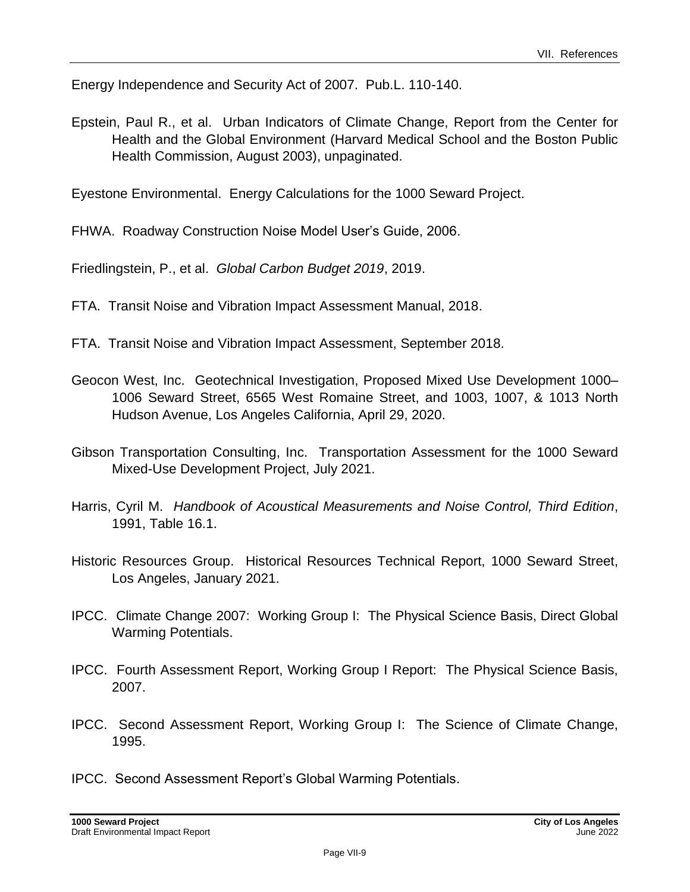Energy Independence and Security Act of 2007. Pub.L. 110-140.

Epstein, Paul R., et al. Urban Indicators of Climate Change, Report from the Center for Health and the Global Environment (Harvard Medical School and the Boston Public Health Commission, August 2003), unpaginated.

Eyestone Environmental. Energy Calculations for the 1000 Seward Project.

FHWA. Roadway Construction Noise Model User's Guide, 2006.

Friedlingstein, P., et al. *Global Carbon Budget 2019*, 2019.

FTA. Transit Noise and Vibration Impact Assessment Manual, 2018.

FTA. Transit Noise and Vibration Impact Assessment, September 2018.

Geocon West, Inc. Geotechnical Investigation, Proposed Mixed Use Development 1000–1006 Seward Street, 6565 West Romaine Street, and 1003, 1007, & 1013 North Hudson Avenue, Los Angeles California, April 29, 2020.

Gibson Transportation Consulting, Inc. Transportation Assessment for the 1000 Seward Mixed-Use Development Project, July 2021.

Harris, Cyril M. *Handbook of Acoustical Measurements and Noise Control, Third Edition*, 1991, Table 16.1.

Historic Resources Group. Historical Resources Technical Report, 1000 Seward Street, Los Angeles, January 2021.

IPCC. Climate Change 2007: Working Group I: The Physical Science Basis, Direct Global Warming Potentials.

IPCC. Fourth Assessment Report, Working Group I Report: The Physical Science Basis, 2007.

IPCC. Second Assessment Report, Working Group I: The Science of Climate Change, 1995.

IPCC. Second Assessment Report's Global Warming Potentials.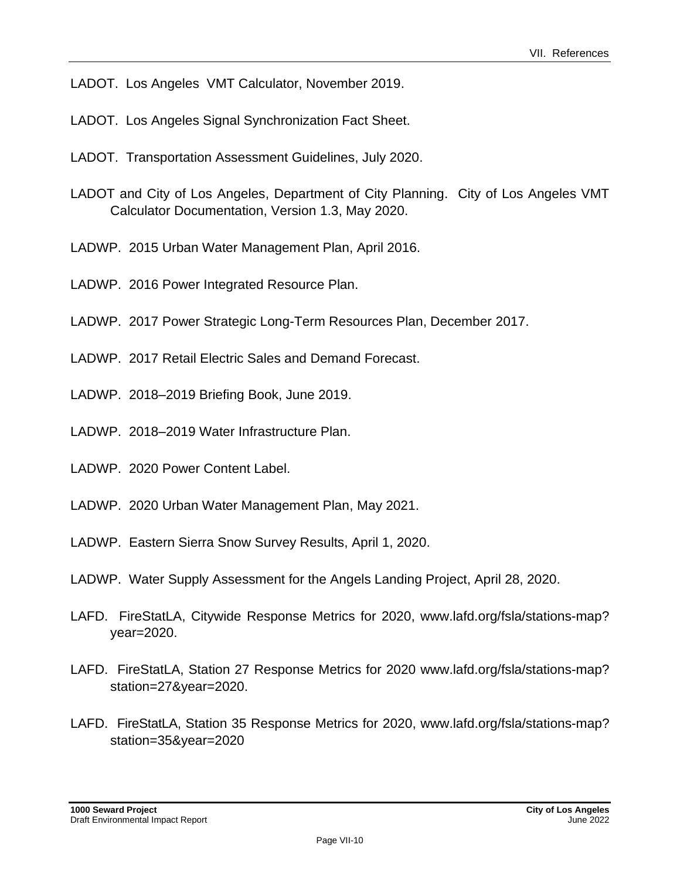LADOT. Los Angeles VMT Calculator, November 2019.

LADOT. Los Angeles Signal Synchronization Fact Sheet.

LADOT. Transportation Assessment Guidelines, July 2020.

LADOT and City of Los Angeles, Department of City Planning. City of Los Angeles VMT Calculator Documentation, Version 1.3, May 2020.

LADWP. 2015 Urban Water Management Plan, April 2016.

LADWP. 2016 Power Integrated Resource Plan.

LADWP. 2017 Power Strategic Long-Term Resources Plan, December 2017.

LADWP. 2017 Retail Electric Sales and Demand Forecast.

LADWP. 2018–2019 Briefing Book, June 2019.

LADWP. 2018–2019 Water Infrastructure Plan.

LADWP. 2020 Power Content Label.

LADWP. 2020 Urban Water Management Plan, May 2021.

LADWP. Eastern Sierra Snow Survey Results, April 1, 2020.

LADWP. Water Supply Assessment for the Angels Landing Project, April 28, 2020.

LAFD. FireStatLA, Citywide Response Metrics for 2020, www.lafd.org/fsla/stations-map?year=2020.

LAFD. FireStatLA, Station 27 Response Metrics for 2020 www.lafd.org/fsla/stations-map?station=27&year=2020.

LAFD. FireStatLA, Station 35 Response Metrics for 2020, www.lafd.org/fsla/stations-map?station=35&year=2020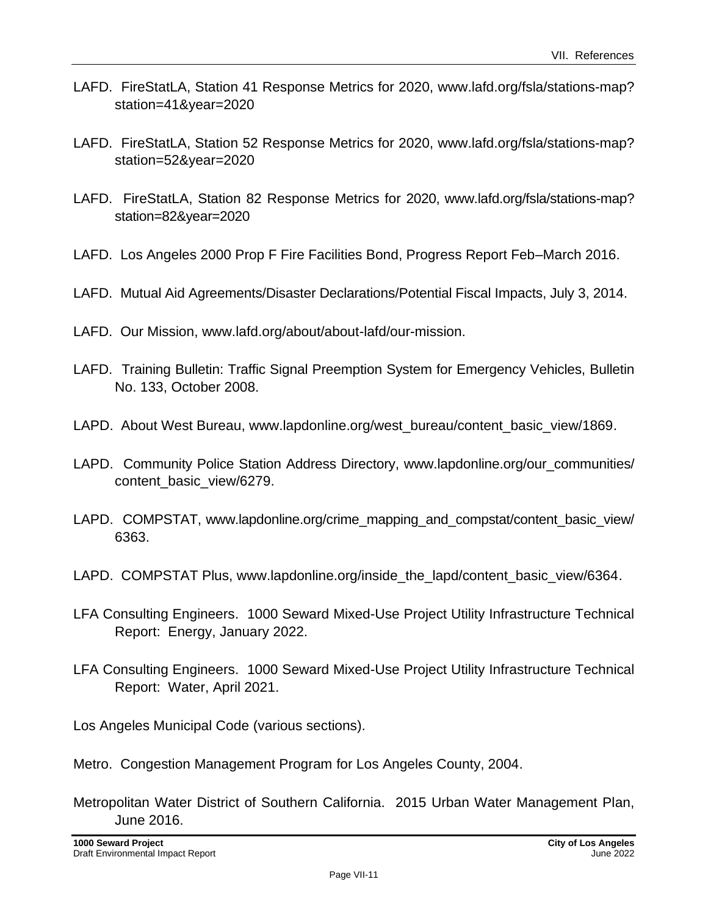LAFD. FireStatLA, Station 41 Response Metrics for 2020, www.lafd.org/fsla/stations-map?station=41&year=2020

LAFD. FireStatLA, Station 52 Response Metrics for 2020, www.lafd.org/fsla/stations-map?station=52&year=2020

LAFD. FireStatLA, Station 82 Response Metrics for 2020, www.lafd.org/fsla/stations-map?station=82&year=2020

LAFD. Los Angeles 2000 Prop F Fire Facilities Bond, Progress Report Feb–March 2016.

LAFD. Mutual Aid Agreements/Disaster Declarations/Potential Fiscal Impacts, July 3, 2014.

LAFD. Our Mission, www.lafd.org/about/about-lafd/our-mission.

LAFD. Training Bulletin: Traffic Signal Preemption System for Emergency Vehicles, Bulletin No. 133, October 2008.

LAPD. About West Bureau, www.lapdonline.org/west_bureau/content_basic_view/1869.

LAPD. Community Police Station Address Directory, www.lapdonline.org/our_communities/content_basic_view/6279.

LAPD. COMPSTAT, www.lapdonline.org/crime_mapping_and_compstat/content_basic_view/6363.

LAPD. COMPSTAT Plus, www.lapdonline.org/inside_the_lapd/content_basic_view/6364.

LFA Consulting Engineers. 1000 Seward Mixed-Use Project Utility Infrastructure Technical Report: Energy, January 2022.

LFA Consulting Engineers. 1000 Seward Mixed-Use Project Utility Infrastructure Technical Report: Water, April 2021.

Los Angeles Municipal Code (various sections).

Metro. Congestion Management Program for Los Angeles County, 2004.

Metropolitan Water District of Southern California. 2015 Urban Water Management Plan, June 2016.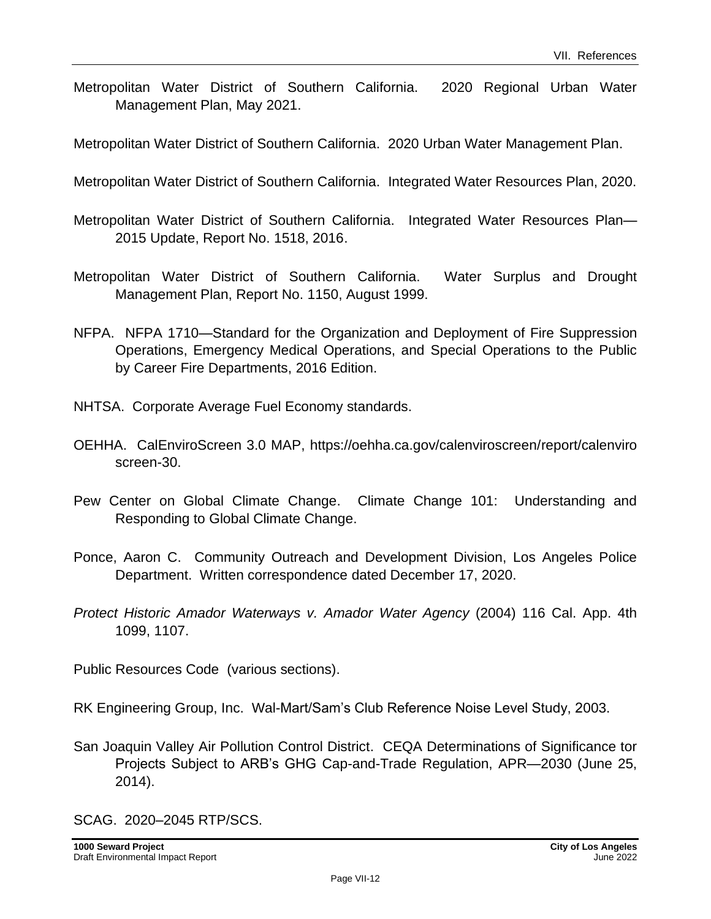Metropolitan Water District of Southern California. 2020 Regional Urban Water Management Plan, May 2021.

Metropolitan Water District of Southern California. 2020 Urban Water Management Plan.

Metropolitan Water District of Southern California. Integrated Water Resources Plan, 2020.

Metropolitan Water District of Southern California. Integrated Water Resources Plan—2015 Update, Report No. 1518, 2016.

Metropolitan Water District of Southern California. Water Surplus and Drought Management Plan, Report No. 1150, August 1999.

NFPA. NFPA 1710—Standard for the Organization and Deployment of Fire Suppression Operations, Emergency Medical Operations, and Special Operations to the Public by Career Fire Departments, 2016 Edition.

NHTSA. Corporate Average Fuel Economy standards.

OEHHA. CalEnviroScreen 3.0 MAP, https://oehha.ca.gov/calenviroscreen/report/calenviroscreen-30.

Pew Center on Global Climate Change. Climate Change 101: Understanding and Responding to Global Climate Change.

Ponce, Aaron C. Community Outreach and Development Division, Los Angeles Police Department. Written correspondence dated December 17, 2020.

*Protect Historic Amador Waterways v. Amador Water Agency* (2004) 116 Cal. App. 4th 1099, 1107.

Public Resources Code (various sections).

RK Engineering Group, Inc. Wal-Mart/Sam's Club Reference Noise Level Study, 2003.

San Joaquin Valley Air Pollution Control District. CEQA Determinations of Significance tor Projects Subject to ARB's GHG Cap-and-Trade Regulation, APR—2030 (June 25, 2014).

SCAG. 2020–2045 RTP/SCS.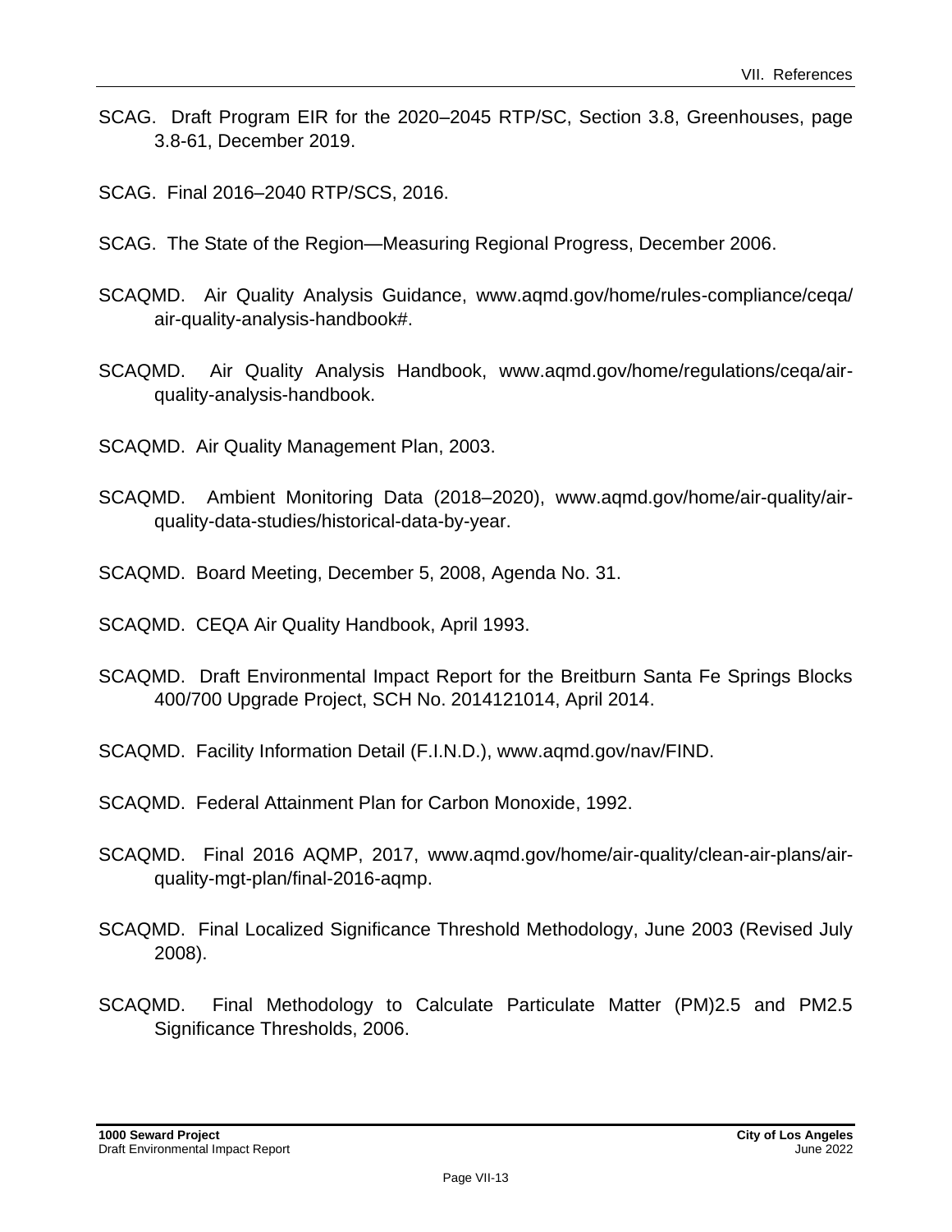SCAG. Draft Program EIR for the 2020–2045 RTP/SC, Section 3.8, Greenhouses, page 3.8-61, December 2019.

SCAG. Final 2016–2040 RTP/SCS, 2016.

SCAG. The State of the Region—Measuring Regional Progress, December 2006.

SCAQMD. Air Quality Analysis Guidance, www.aqmd.gov/home/rules-compliance/ceqa/air-quality-analysis-handbook#.

SCAQMD. Air Quality Analysis Handbook, www.aqmd.gov/home/regulations/ceqa/air-quality-analysis-handbook.

SCAQMD. Air Quality Management Plan, 2003.

SCAQMD. Ambient Monitoring Data (2018–2020), www.aqmd.gov/home/air-quality/air-quality-data-studies/historical-data-by-year.

SCAQMD. Board Meeting, December 5, 2008, Agenda No. 31.

SCAQMD. CEQA Air Quality Handbook, April 1993.

SCAQMD. Draft Environmental Impact Report for the Breitburn Santa Fe Springs Blocks 400/700 Upgrade Project, SCH No. 2014121014, April 2014.

SCAQMD. Facility Information Detail (F.I.N.D.), www.aqmd.gov/nav/FIND.

SCAQMD. Federal Attainment Plan for Carbon Monoxide, 1992.

SCAQMD. Final 2016 AQMP, 2017, www.aqmd.gov/home/air-quality/clean-air-plans/air-quality-mgt-plan/final-2016-aqmp.

SCAQMD. Final Localized Significance Threshold Methodology, June 2003 (Revised July 2008).

SCAQMD. Final Methodology to Calculate Particulate Matter (PM)2.5 and PM2.5 Significance Thresholds, 2006.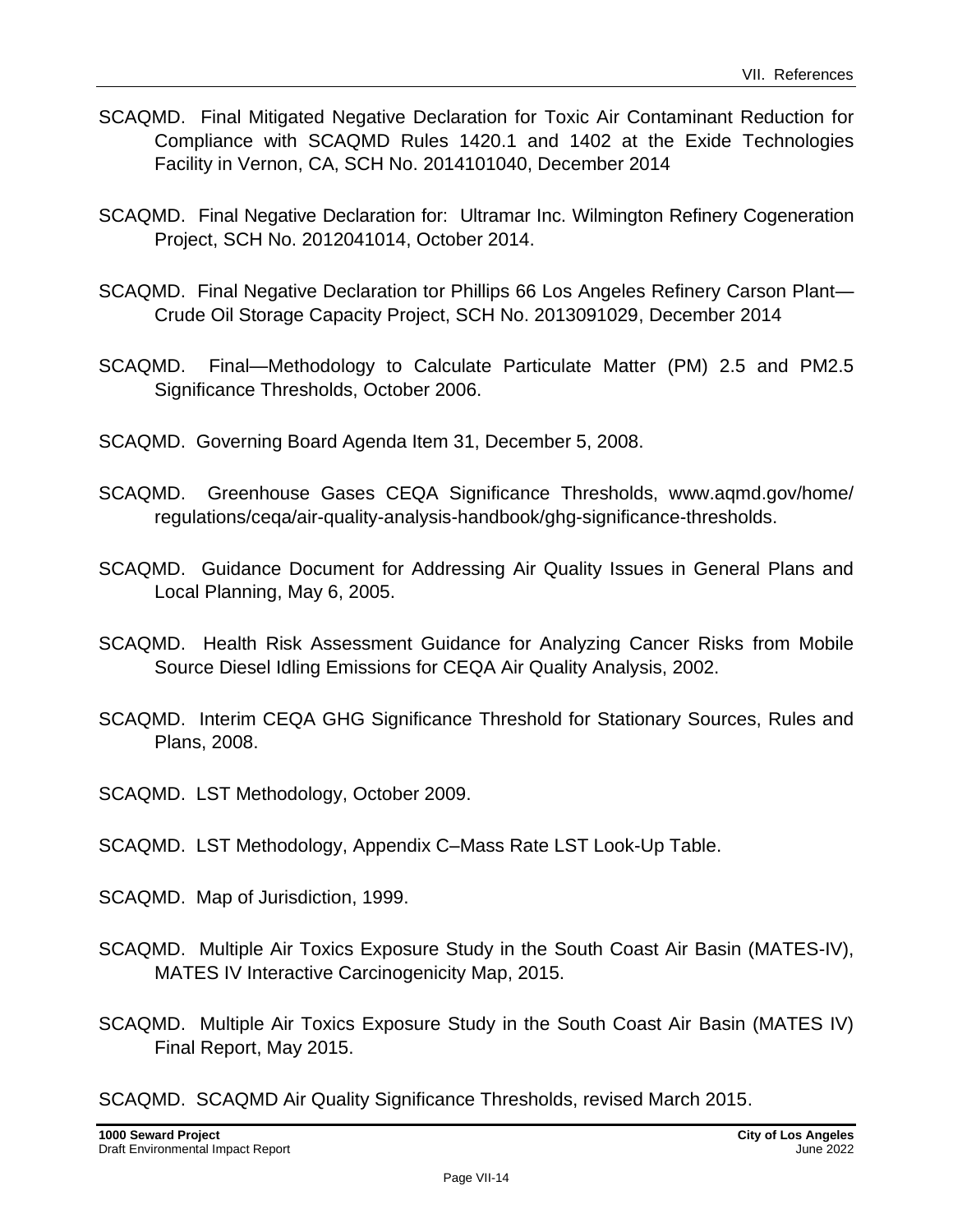SCAQMD. Final Mitigated Negative Declaration for Toxic Air Contaminant Reduction for Compliance with SCAQMD Rules 1420.1 and 1402 at the Exide Technologies Facility in Vernon, CA, SCH No. 2014101040, December 2014

SCAQMD. Final Negative Declaration for: Ultramar Inc. Wilmington Refinery Cogeneration Project, SCH No. 2012041014, October 2014.

SCAQMD. Final Negative Declaration tor Phillips 66 Los Angeles Refinery Carson Plant—Crude Oil Storage Capacity Project, SCH No. 2013091029, December 2014

SCAQMD. Final—Methodology to Calculate Particulate Matter (PM) 2.5 and PM2.5 Significance Thresholds, October 2006.

SCAQMD. Governing Board Agenda Item 31, December 5, 2008.

SCAQMD. Greenhouse Gases CEQA Significance Thresholds, www.aqmd.gov/home/regulations/ceqa/air-quality-analysis-handbook/ghg-significance-thresholds.

SCAQMD. Guidance Document for Addressing Air Quality Issues in General Plans and Local Planning, May 6, 2005.

SCAQMD. Health Risk Assessment Guidance for Analyzing Cancer Risks from Mobile Source Diesel Idling Emissions for CEQA Air Quality Analysis, 2002.

SCAQMD. Interim CEQA GHG Significance Threshold for Stationary Sources, Rules and Plans, 2008.

SCAQMD. LST Methodology, October 2009.

SCAQMD. LST Methodology, Appendix C–Mass Rate LST Look-Up Table.

SCAQMD. Map of Jurisdiction, 1999.

SCAQMD. Multiple Air Toxics Exposure Study in the South Coast Air Basin (MATES-IV), MATES IV Interactive Carcinogenicity Map, 2015.

SCAQMD. Multiple Air Toxics Exposure Study in the South Coast Air Basin (MATES IV) Final Report, May 2015.

SCAQMD. SCAQMD Air Quality Significance Thresholds, revised March 2015.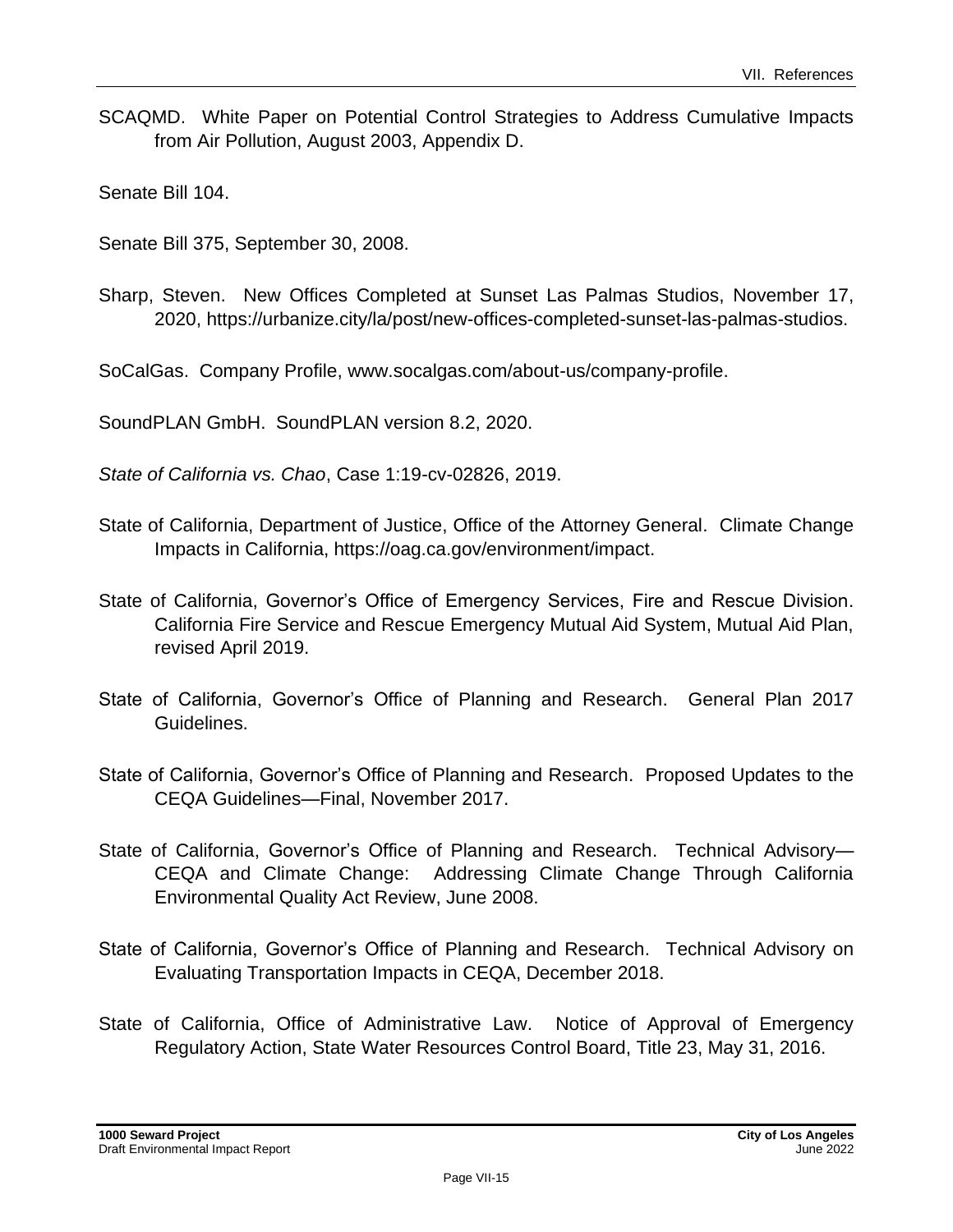SCAQMD. White Paper on Potential Control Strategies to Address Cumulative Impacts from Air Pollution, August 2003, Appendix D.

Senate Bill 104.

Senate Bill 375, September 30, 2008.

Sharp, Steven. New Offices Completed at Sunset Las Palmas Studios, November 17, 2020, https://urbanize.city/la/post/new-offices-completed-sunset-las-palmas-studios.

SoCalGas. Company Profile, www.socalgas.com/about-us/company-profile.

SoundPLAN GmbH. SoundPLAN version 8.2, 2020.

*State of California vs. Chao*, Case 1:19-cv-02826, 2019.

State of California, Department of Justice, Office of the Attorney General. Climate Change Impacts in California, https://oag.ca.gov/environment/impact.

State of California, Governor's Office of Emergency Services, Fire and Rescue Division. California Fire Service and Rescue Emergency Mutual Aid System, Mutual Aid Plan, revised April 2019.

State of California, Governor's Office of Planning and Research. General Plan 2017 Guidelines.

State of California, Governor's Office of Planning and Research. Proposed Updates to the CEQA Guidelines—Final, November 2017.

State of California, Governor's Office of Planning and Research. Technical Advisory—CEQA and Climate Change: Addressing Climate Change Through California Environmental Quality Act Review, June 2008.

State of California, Governor's Office of Planning and Research. Technical Advisory on Evaluating Transportation Impacts in CEQA, December 2018.

State of California, Office of Administrative Law. Notice of Approval of Emergency Regulatory Action, State Water Resources Control Board, Title 23, May 31, 2016.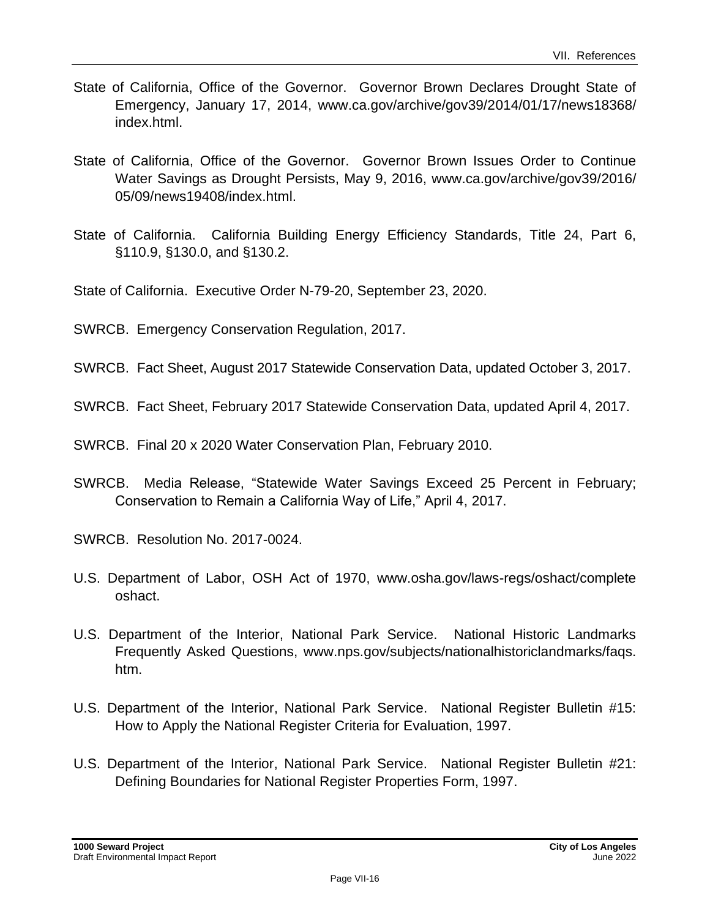State of California, Office of the Governor. Governor Brown Declares Drought State of Emergency, January 17, 2014, www.ca.gov/archive/gov39/2014/01/17/news18368/index.html.

State of California, Office of the Governor. Governor Brown Issues Order to Continue Water Savings as Drought Persists, May 9, 2016, www.ca.gov/archive/gov39/2016/05/09/news19408/index.html.

State of California. California Building Energy Efficiency Standards, Title 24, Part 6, §110.9, §130.0, and §130.2.

State of California. Executive Order N-79-20, September 23, 2020.

SWRCB. Emergency Conservation Regulation, 2017.

SWRCB. Fact Sheet, August 2017 Statewide Conservation Data, updated October 3, 2017.

SWRCB. Fact Sheet, February 2017 Statewide Conservation Data, updated April 4, 2017.

SWRCB. Final 20 x 2020 Water Conservation Plan, February 2010.

SWRCB. Media Release, "Statewide Water Savings Exceed 25 Percent in February; Conservation to Remain a California Way of Life," April 4, 2017.

SWRCB. Resolution No. 2017-0024.

U.S. Department of Labor, OSH Act of 1970, www.osha.gov/laws-regs/oshact/completeoshact.

U.S. Department of the Interior, National Park Service. National Historic Landmarks Frequently Asked Questions, www.nps.gov/subjects/nationalhistoriclandmarks/faqs.htm.

U.S. Department of the Interior, National Park Service. National Register Bulletin #15: How to Apply the National Register Criteria for Evaluation, 1997.

U.S. Department of the Interior, National Park Service. National Register Bulletin #21: Defining Boundaries for National Register Properties Form, 1997.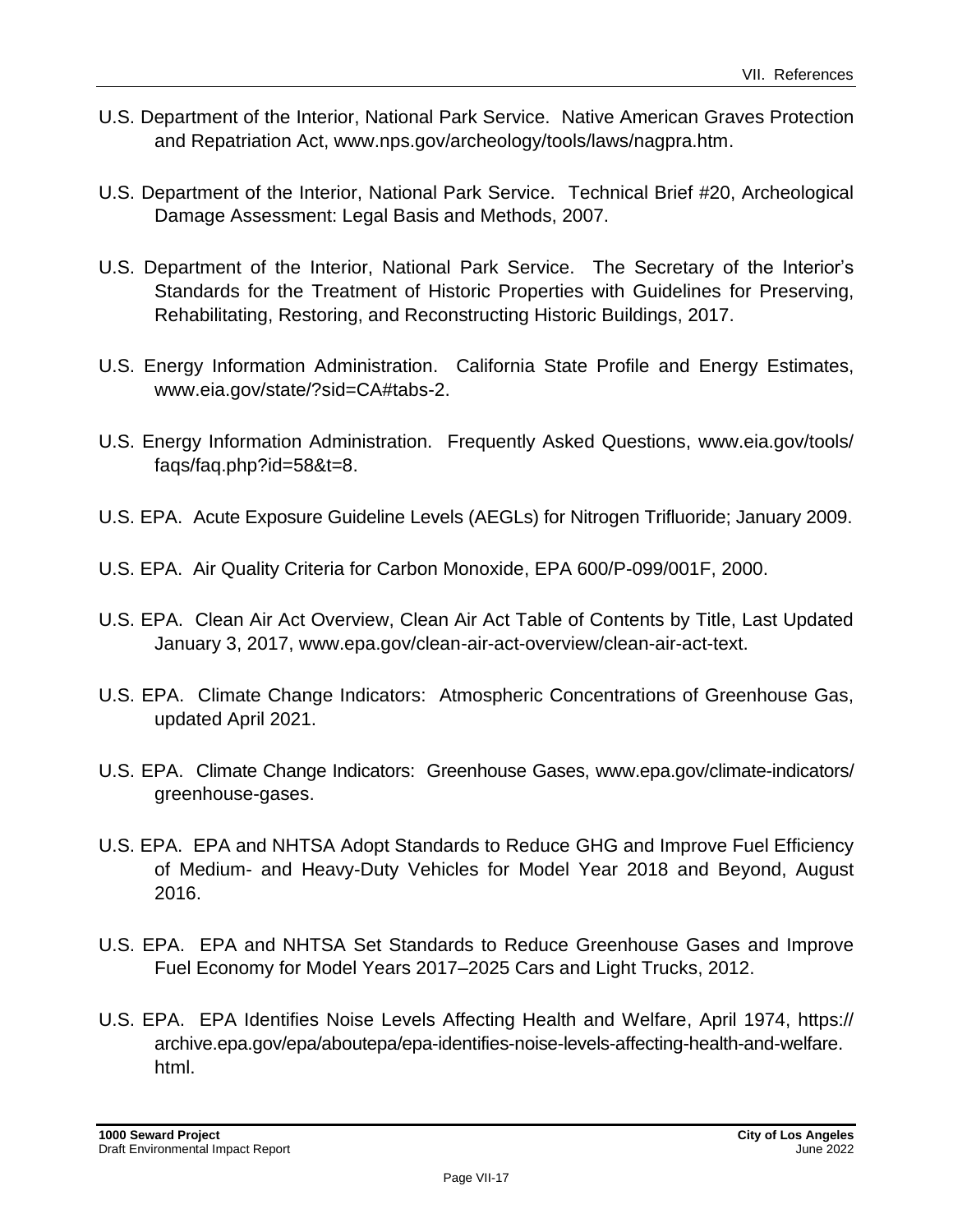U.S. Department of the Interior, National Park Service. Native American Graves Protection and Repatriation Act, www.nps.gov/archeology/tools/laws/nagpra.htm.

U.S. Department of the Interior, National Park Service. Technical Brief #20, Archeological Damage Assessment: Legal Basis and Methods, 2007.

U.S. Department of the Interior, National Park Service. The Secretary of the Interior's Standards for the Treatment of Historic Properties with Guidelines for Preserving, Rehabilitating, Restoring, and Reconstructing Historic Buildings, 2017.

U.S. Energy Information Administration. California State Profile and Energy Estimates, www.eia.gov/state/?sid=CA#tabs-2.

U.S. Energy Information Administration. Frequently Asked Questions, www.eia.gov/tools/faqs/faq.php?id=58&t=8.

U.S. EPA. Acute Exposure Guideline Levels (AEGLs) for Nitrogen Trifluoride; January 2009.

U.S. EPA. Air Quality Criteria for Carbon Monoxide, EPA 600/P-099/001F, 2000.

U.S. EPA. Clean Air Act Overview, Clean Air Act Table of Contents by Title, Last Updated January 3, 2017, www.epa.gov/clean-air-act-overview/clean-air-act-text.

U.S. EPA. Climate Change Indicators: Atmospheric Concentrations of Greenhouse Gas, updated April 2021.

U.S. EPA. Climate Change Indicators: Greenhouse Gases, www.epa.gov/climate-indicators/greenhouse-gases.

U.S. EPA. EPA and NHTSA Adopt Standards to Reduce GHG and Improve Fuel Efficiency of Medium- and Heavy-Duty Vehicles for Model Year 2018 and Beyond, August 2016.

U.S. EPA. EPA and NHTSA Set Standards to Reduce Greenhouse Gases and Improve Fuel Economy for Model Years 2017–2025 Cars and Light Trucks, 2012.

U.S. EPA. EPA Identifies Noise Levels Affecting Health and Welfare, April 1974, https://archive.epa.gov/epa/aboutepa/epa-identifies-noise-levels-affecting-health-and-welfare.html.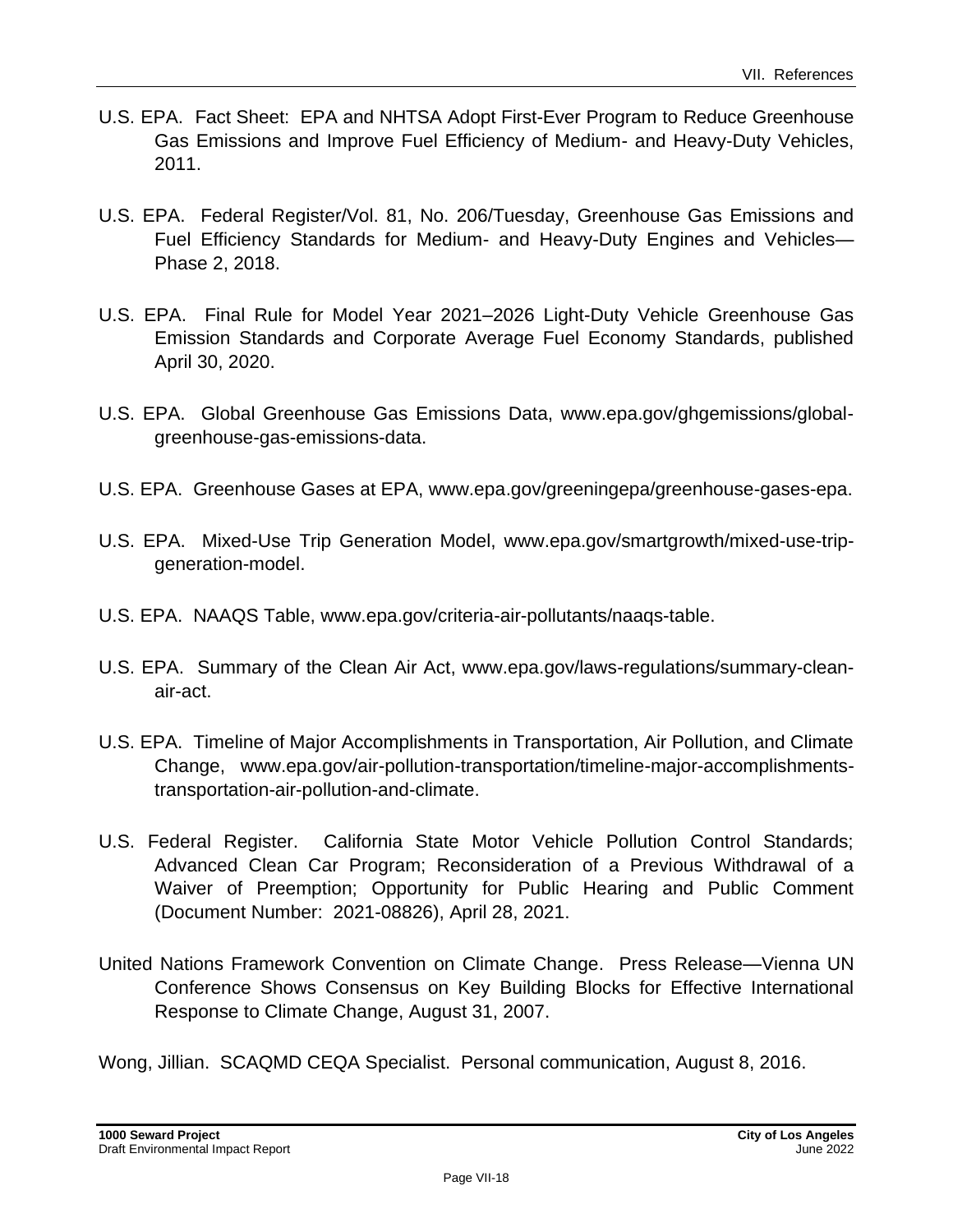U.S. EPA. Fact Sheet: EPA and NHTSA Adopt First-Ever Program to Reduce Greenhouse Gas Emissions and Improve Fuel Efficiency of Medium- and Heavy-Duty Vehicles, 2011.

U.S. EPA. Federal Register/Vol. 81, No. 206/Tuesday, Greenhouse Gas Emissions and Fuel Efficiency Standards for Medium- and Heavy-Duty Engines and Vehicles—Phase 2, 2018.

U.S. EPA. Final Rule for Model Year 2021–2026 Light-Duty Vehicle Greenhouse Gas Emission Standards and Corporate Average Fuel Economy Standards, published April 30, 2020.

U.S. EPA. Global Greenhouse Gas Emissions Data, www.epa.gov/ghgemissions/global-greenhouse-gas-emissions-data.

U.S. EPA. Greenhouse Gases at EPA, www.epa.gov/greeningepa/greenhouse-gases-epa.

U.S. EPA. Mixed-Use Trip Generation Model, www.epa.gov/smartgrowth/mixed-use-trip-generation-model.

U.S. EPA. NAAQS Table, www.epa.gov/criteria-air-pollutants/naaqs-table.

U.S. EPA. Summary of the Clean Air Act, www.epa.gov/laws-regulations/summary-clean-air-act.

U.S. EPA. Timeline of Major Accomplishments in Transportation, Air Pollution, and Climate Change, www.epa.gov/air-pollution-transportation/timeline-major-accomplishments-transportation-air-pollution-and-climate.

U.S. Federal Register. California State Motor Vehicle Pollution Control Standards; Advanced Clean Car Program; Reconsideration of a Previous Withdrawal of a Waiver of Preemption; Opportunity for Public Hearing and Public Comment (Document Number: 2021-08826), April 28, 2021.

United Nations Framework Convention on Climate Change. Press Release—Vienna UN Conference Shows Consensus on Key Building Blocks for Effective International Response to Climate Change, August 31, 2007.

Wong, Jillian. SCAQMD CEQA Specialist. Personal communication, August 8, 2016.